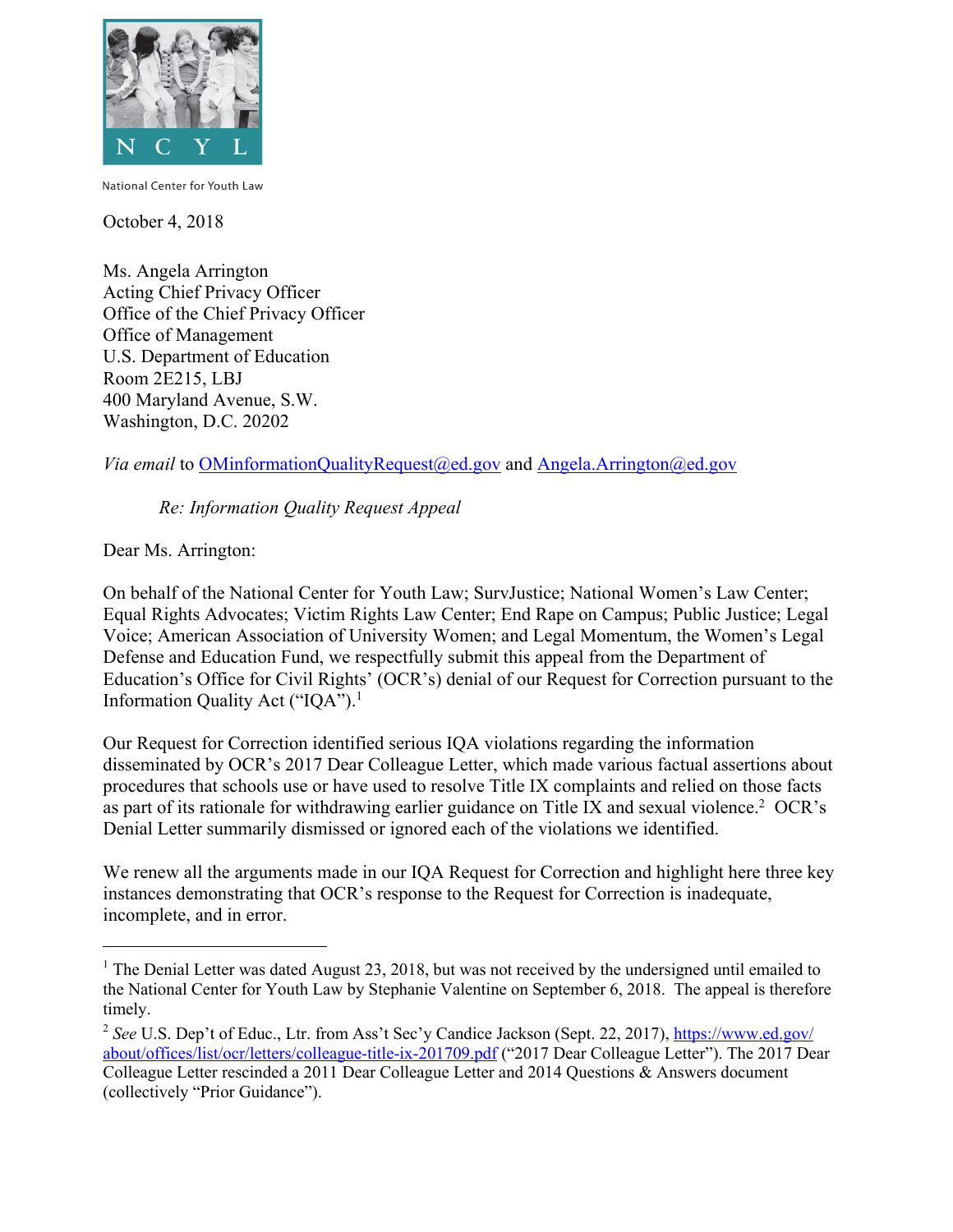National Center for Youth Law

October 4, 2018

Ms. Angela Arrington
Acting Chief Privacy Officer
Office of the Chief Privacy Officer
Office of Management
U.S. Department of Education
Room 2E215, LBJ
400 Maryland Avenue, S.W.
Washington, D.C. 20202

*Via email* to OMinformationQualityRequest@ed.gov and Angela.Arrington@ed.gov

*Re: Information Quality Request Appeal*

Dear Ms. Arrington:

On behalf of the National Center for Youth Law; SurvJustice; National Women's Law Center; Equal Rights Advocates; Victim Rights Law Center; End Rape on Campus; Public Justice; Legal Voice; American Association of University Women; and Legal Momentum, the Women's Legal Defense and Education Fund, we respectfully submit this appeal from the Department of Education's Office for Civil Rights' (OCR's) denial of our Request for Correction pursuant to the Information Quality Act ("IQA").[1]

Our Request for Correction identified serious IQA violations regarding the information disseminated by OCR's 2017 Dear Colleague Letter, which made various factual assertions about procedures that schools use or have used to resolve Title IX complaints and relied on those facts as part of its rationale for withdrawing earlier guidance on Title IX and sexual violence.[2] OCR's Denial Letter summarily dismissed or ignored each of the violations we identified.

We renew all the arguments made in our IQA Request for Correction and highlight here three key instances demonstrating that OCR's response to the Request for Correction is inadequate, incomplete, and in error.

---

[1] The Denial Letter was dated August 23, 2018, but was not received by the undersigned until emailed to the National Center for Youth Law by Stephanie Valentine on September 6, 2018. The appeal is therefore timely.

[2] *See* U.S. Dep't of Educ., Ltr. from Ass't Sec'y Candice Jackson (Sept. 22, 2017), https://www.ed.gov/about/offices/list/ocr/letters/colleague-title-ix-201709.pdf ("2017 Dear Colleague Letter"). The 2017 Dear Colleague Letter rescinded a 2011 Dear Colleague Letter and 2014 Questions & Answers document (collectively "Prior Guidance").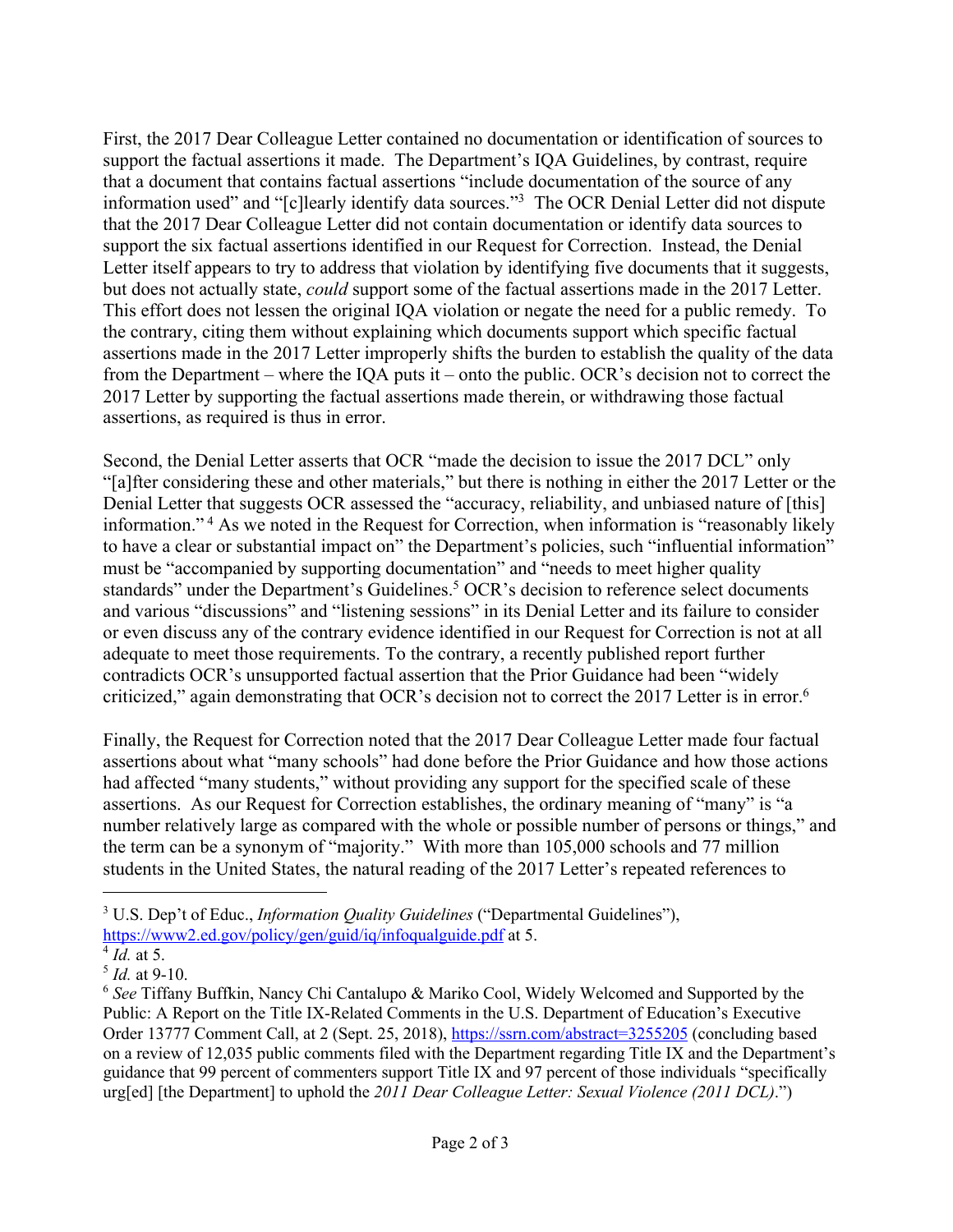First, the 2017 Dear Colleague Letter contained no documentation or identification of sources to support the factual assertions it made. The Department's IQA Guidelines, by contrast, require that a document that contains factual assertions "include documentation of the source of any information used" and "[c]learly identify data sources."[3] The OCR Denial Letter did not dispute that the 2017 Dear Colleague Letter did not contain documentation or identify data sources to support the six factual assertions identified in our Request for Correction. Instead, the Denial Letter itself appears to try to address that violation by identifying five documents that it suggests, but does not actually state, *could* support some of the factual assertions made in the 2017 Letter. This effort does not lessen the original IQA violation or negate the need for a public remedy. To the contrary, citing them without explaining which documents support which specific factual assertions made in the 2017 Letter improperly shifts the burden to establish the quality of the data from the Department – where the IQA puts it – onto the public. OCR's decision not to correct the 2017 Letter by supporting the factual assertions made therein, or withdrawing those factual assertions, as required is thus in error.

Second, the Denial Letter asserts that OCR "made the decision to issue the 2017 DCL" only "[a]fter considering these and other materials," but there is nothing in either the 2017 Letter or the Denial Letter that suggests OCR assessed the "accuracy, reliability, and unbiased nature of [this] information."[4] As we noted in the Request for Correction, when information is "reasonably likely to have a clear or substantial impact on" the Department's policies, such "influential information" must be "accompanied by supporting documentation" and "needs to meet higher quality standards" under the Department's Guidelines.[5] OCR's decision to reference select documents and various "discussions" and "listening sessions" in its Denial Letter and its failure to consider or even discuss any of the contrary evidence identified in our Request for Correction is not at all adequate to meet those requirements. To the contrary, a recently published report further contradicts OCR's unsupported factual assertion that the Prior Guidance had been "widely criticized," again demonstrating that OCR's decision not to correct the 2017 Letter is in error.[6]

Finally, the Request for Correction noted that the 2017 Dear Colleague Letter made four factual assertions about what "many schools" had done before the Prior Guidance and how those actions had affected "many students," without providing any support for the specified scale of these assertions. As our Request for Correction establishes, the ordinary meaning of "many" is "a number relatively large as compared with the whole or possible number of persons or things," and the term can be a synonym of "majority." With more than 105,000 schools and 77 million students in the United States, the natural reading of the 2017 Letter's repeated references to

---

[3] U.S. Dep't of Educ., *Information Quality Guidelines* ("Departmental Guidelines"), https://www2.ed.gov/policy/gen/guid/iq/infoqualguide.pdf at 5.

[4] *Id.* at 5.

[5] *Id.* at 9-10.

[6] *See* Tiffany Buffkin, Nancy Chi Cantalupo & Mariko Cool, Widely Welcomed and Supported by the Public: A Report on the Title IX-Related Comments in the U.S. Department of Education's Executive Order 13777 Comment Call, at 2 (Sept. 25, 2018), https://ssrn.com/abstract=3255205 (concluding based on a review of 12,035 public comments filed with the Department regarding Title IX and the Department's guidance that 99 percent of commenters support Title IX and 97 percent of those individuals "specifically urg[ed] [the Department] to uphold the *2011 Dear Colleague Letter: Sexual Violence (2011 DCL)*.")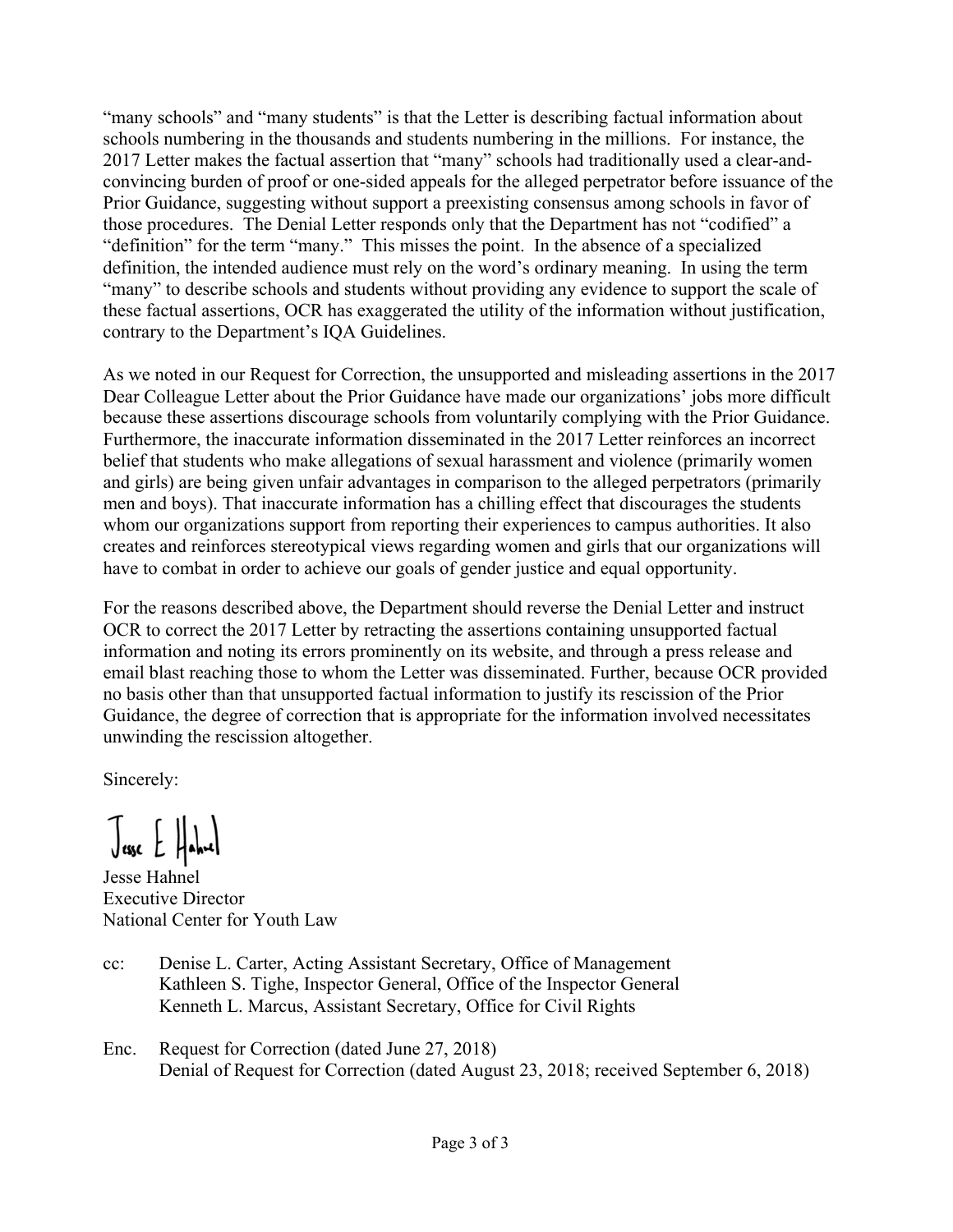"many schools" and "many students" is that the Letter is describing factual information about schools numbering in the thousands and students numbering in the millions. For instance, the 2017 Letter makes the factual assertion that "many" schools had traditionally used a clear-and-convincing burden of proof or one-sided appeals for the alleged perpetrator before issuance of the Prior Guidance, suggesting without support a preexisting consensus among schools in favor of those procedures. The Denial Letter responds only that the Department has not "codified" a "definition" for the term "many." This misses the point. In the absence of a specialized definition, the intended audience must rely on the word's ordinary meaning. In using the term "many" to describe schools and students without providing any evidence to support the scale of these factual assertions, OCR has exaggerated the utility of the information without justification, contrary to the Department's IQA Guidelines.

As we noted in our Request for Correction, the unsupported and misleading assertions in the 2017 Dear Colleague Letter about the Prior Guidance have made our organizations' jobs more difficult because these assertions discourage schools from voluntarily complying with the Prior Guidance. Furthermore, the inaccurate information disseminated in the 2017 Letter reinforces an incorrect belief that students who make allegations of sexual harassment and violence (primarily women and girls) are being given unfair advantages in comparison to the alleged perpetrators (primarily men and boys). That inaccurate information has a chilling effect that discourages the students whom our organizations support from reporting their experiences to campus authorities. It also creates and reinforces stereotypical views regarding women and girls that our organizations will have to combat in order to achieve our goals of gender justice and equal opportunity.

For the reasons described above, the Department should reverse the Denial Letter and instruct OCR to correct the 2017 Letter by retracting the assertions containing unsupported factual information and noting its errors prominently on its website, and through a press release and email blast reaching those to whom the Letter was disseminated. Further, because OCR provided no basis other than that unsupported factual information to justify its rescission of the Prior Guidance, the degree of correction that is appropriate for the information involved necessitates unwinding the rescission altogether.

Sincerely:

Jesse E Hahnel

Jesse Hahnel
Executive Director
National Center for Youth Law

cc: Denise L. Carter, Acting Assistant Secretary, Office of Management
Kathleen S. Tighe, Inspector General, Office of the Inspector General
Kenneth L. Marcus, Assistant Secretary, Office for Civil Rights

Enc. Request for Correction (dated June 27, 2018)
Denial of Request for Correction (dated August 23, 2018; received September 6, 2018)